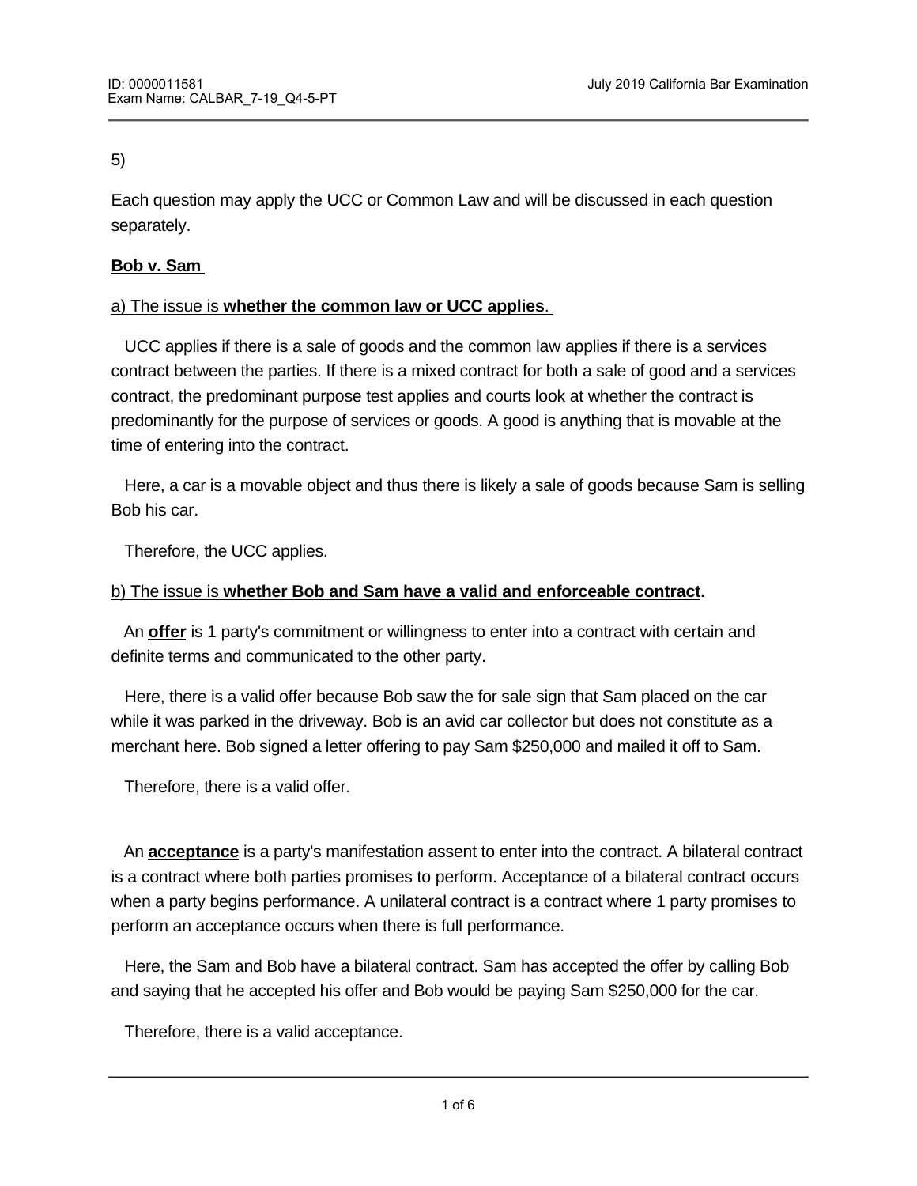5)

Each question may apply the UCC or Common Law and will be discussed in each question separately.

**Bob v. Sam**

a) The issue is **whether the common law or UCC applies**.

UCC applies if there is a sale of goods and the common law applies if there is a services contract between the parties. If there is a mixed contract for both a sale of good and a services contract, the predominant purpose test applies and courts look at whether the contract is predominantly for the purpose of services or goods. A good is anything that is movable at the time of entering into the contract.

Here, a car is a movable object and thus there is likely a sale of goods because Sam is selling Bob his car.

Therefore, the UCC applies.

b) The issue is **whether Bob and Sam have a valid and enforceable contract.**

An **offer** is 1 party's commitment or willingness to enter into a contract with certain and definite terms and communicated to the other party.

Here, there is a valid offer because Bob saw the for sale sign that Sam placed on the car while it was parked in the driveway. Bob is an avid car collector but does not constitute as a merchant here. Bob signed a letter offering to pay Sam $250,000 and mailed it off to Sam.

Therefore, there is a valid offer.

An **acceptance** is a party's manifestation assent to enter into the contract. A bilateral contract is a contract where both parties promises to perform. Acceptance of a bilateral contract occurs when a party begins performance. A unilateral contract is a contract where 1 party promises to perform an acceptance occurs when there is full performance.

Here, the Sam and Bob have a bilateral contract. Sam has accepted the offer by calling Bob and saying that he accepted his offer and Bob would be paying Sam $250,000 for the car.

Therefore, there is a valid acceptance.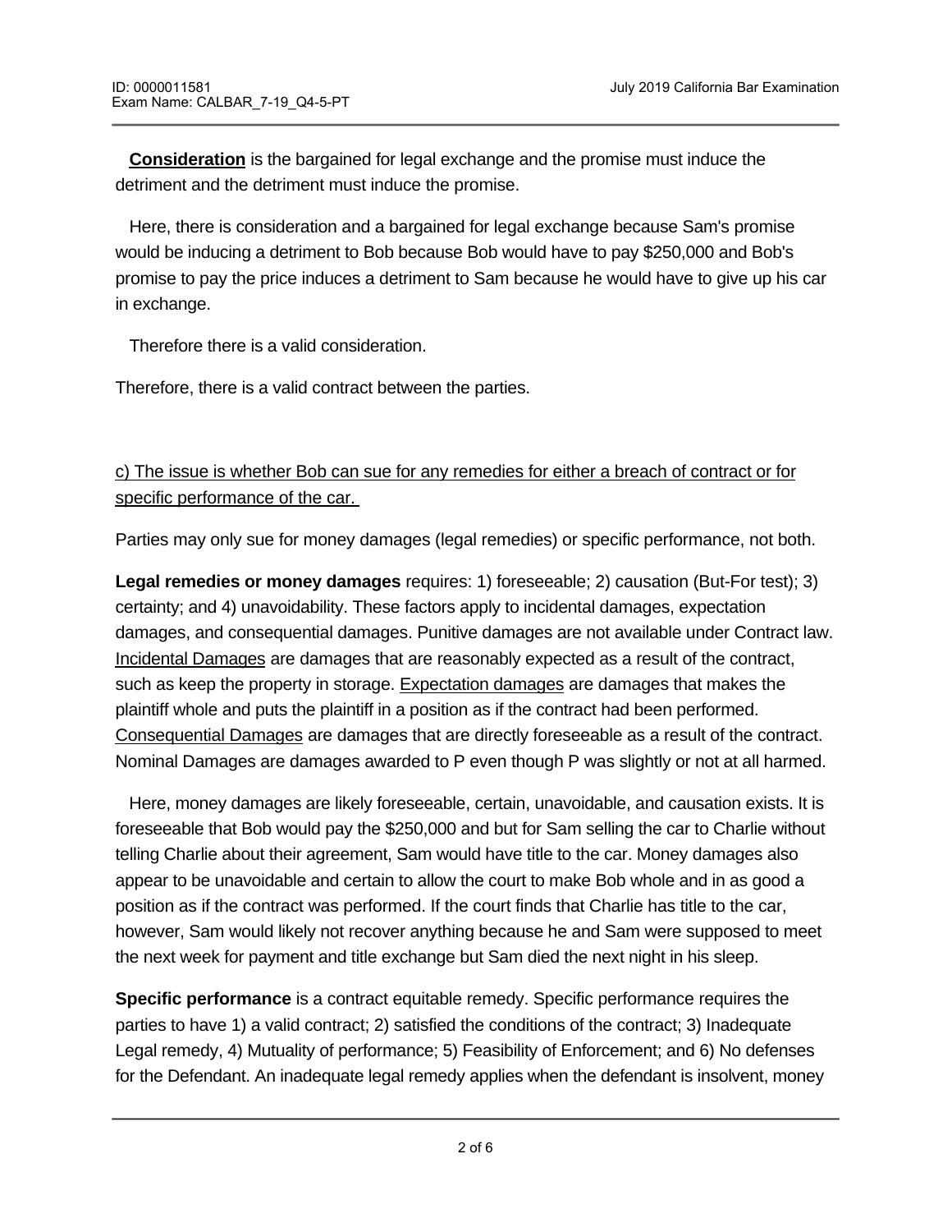**<u>Consideration</u>** is the bargained for legal exchange and the promise must induce the detriment and the detriment must induce the promise.

Here, there is consideration and a bargained for legal exchange because Sam's promise would be inducing a detriment to Bob because Bob would have to pay $250,000 and Bob's promise to pay the price induces a detriment to Sam because he would have to give up his car in exchange.

Therefore there is a valid consideration.

Therefore, there is a valid contract between the parties.

<u>c) The issue is whether Bob can sue for any remedies for either a breach of contract or for specific performance of the car.</u>

Parties may only sue for money damages (legal remedies) or specific performance, not both.

**Legal remedies or money damages** requires: 1) foreseeable; 2) causation (But-For test); 3) certainty; and 4) unavoidability. These factors apply to incidental damages, expectation damages, and consequential damages. Punitive damages are not available under Contract law. <u>Incidental Damages</u> are damages that are reasonably expected as a result of the contract, such as keep the property in storage. <u>Expectation damages</u> are damages that makes the plaintiff whole and puts the plaintiff in a position as if the contract had been performed. <u>Consequential Damages</u> are damages that are directly foreseeable as a result of the contract. Nominal Damages are damages awarded to P even though P was slightly or not at all harmed.

Here, money damages are likely foreseeable, certain, unavoidable, and causation exists. It is foreseeable that Bob would pay the $250,000 and but for Sam selling the car to Charlie without telling Charlie about their agreement, Sam would have title to the car. Money damages also appear to be unavoidable and certain to allow the court to make Bob whole and in as good a position as if the contract was performed. If the court finds that Charlie has title to the car, however, Sam would likely not recover anything because he and Sam were supposed to meet the next week for payment and title exchange but Sam died the next night in his sleep.

**Specific performance** is a contract equitable remedy. Specific performance requires the parties to have 1) a valid contract; 2) satisfied the conditions of the contract; 3) Inadequate Legal remedy, 4) Mutuality of performance; 5) Feasibility of Enforcement; and 6) No defenses for the Defendant. An inadequate legal remedy applies when the defendant is insolvent, money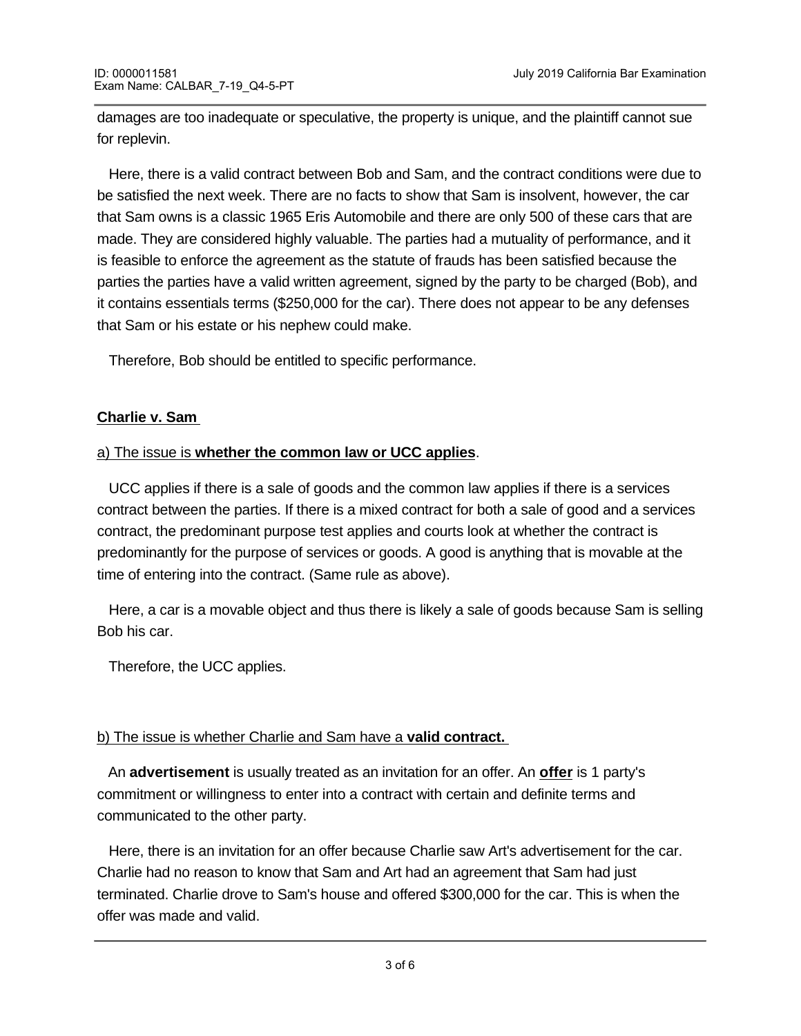damages are too inadequate or speculative, the property is unique, and the plaintiff cannot sue for replevin.

Here, there is a valid contract between Bob and Sam, and the contract conditions were due to be satisfied the next week. There are no facts to show that Sam is insolvent, however, the car that Sam owns is a classic 1965 Eris Automobile and there are only 500 of these cars that are made. They are considered highly valuable. The parties had a mutuality of performance, and it is feasible to enforce the agreement as the statute of frauds has been satisfied because the parties the parties have a valid written agreement, signed by the party to be charged (Bob), and it contains essentials terms ($250,000 for the car). There does not appear to be any defenses that Sam or his estate or his nephew could make.

Therefore, Bob should be entitled to specific performance.

**<u>Charlie v. Sam</u>**

<u>a) The issue is **whether the common law or UCC applies**</u>.

UCC applies if there is a sale of goods and the common law applies if there is a services contract between the parties. If there is a mixed contract for both a sale of good and a services contract, the predominant purpose test applies and courts look at whether the contract is predominantly for the purpose of services or goods. A good is anything that is movable at the time of entering into the contract. (Same rule as above).

Here, a car is a movable object and thus there is likely a sale of goods because Sam is selling Bob his car.

Therefore, the UCC applies.

<u>b) The issue is whether Charlie and Sam have a **valid contract.**</u>

An **advertisement** is usually treated as an invitation for an offer. An **<u>offer</u>** is 1 party's commitment or willingness to enter into a contract with certain and definite terms and communicated to the other party.

Here, there is an invitation for an offer because Charlie saw Art's advertisement for the car. Charlie had no reason to know that Sam and Art had an agreement that Sam had just terminated. Charlie drove to Sam's house and offered $300,000 for the car. This is when the offer was made and valid.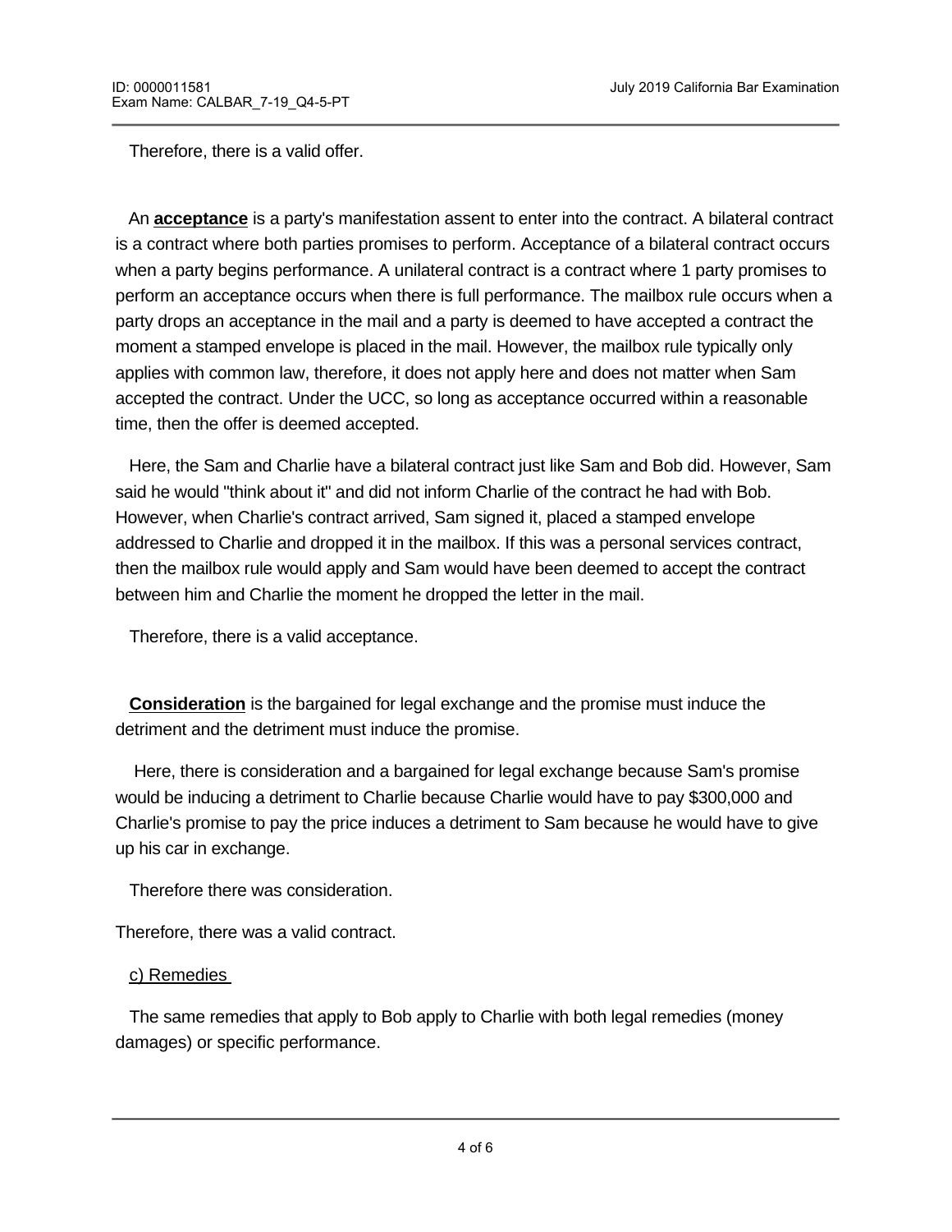Therefore, there is a valid offer.

An **acceptance** is a party's manifestation assent to enter into the contract. A bilateral contract is a contract where both parties promises to perform. Acceptance of a bilateral contract occurs when a party begins performance. A unilateral contract is a contract where 1 party promises to perform an acceptance occurs when there is full performance. The mailbox rule occurs when a party drops an acceptance in the mail and a party is deemed to have accepted a contract the moment a stamped envelope is placed in the mail. However, the mailbox rule typically only applies with common law, therefore, it does not apply here and does not matter when Sam accepted the contract. Under the UCC, so long as acceptance occurred within a reasonable time, then the offer is deemed accepted.

Here, the Sam and Charlie have a bilateral contract just like Sam and Bob did. However, Sam said he would "think about it" and did not inform Charlie of the contract he had with Bob. However, when Charlie's contract arrived, Sam signed it, placed a stamped envelope addressed to Charlie and dropped it in the mailbox. If this was a personal services contract, then the mailbox rule would apply and Sam would have been deemed to accept the contract between him and Charlie the moment he dropped the letter in the mail.

Therefore, there is a valid acceptance.

**Consideration** is the bargained for legal exchange and the promise must induce the detriment and the detriment must induce the promise.

Here, there is consideration and a bargained for legal exchange because Sam's promise would be inducing a detriment to Charlie because Charlie would have to pay $300,000 and Charlie's promise to pay the price induces a detriment to Sam because he would have to give up his car in exchange.

Therefore there was consideration.

Therefore, there was a valid contract.

c) Remedies

The same remedies that apply to Bob apply to Charlie with both legal remedies (money damages) or specific performance.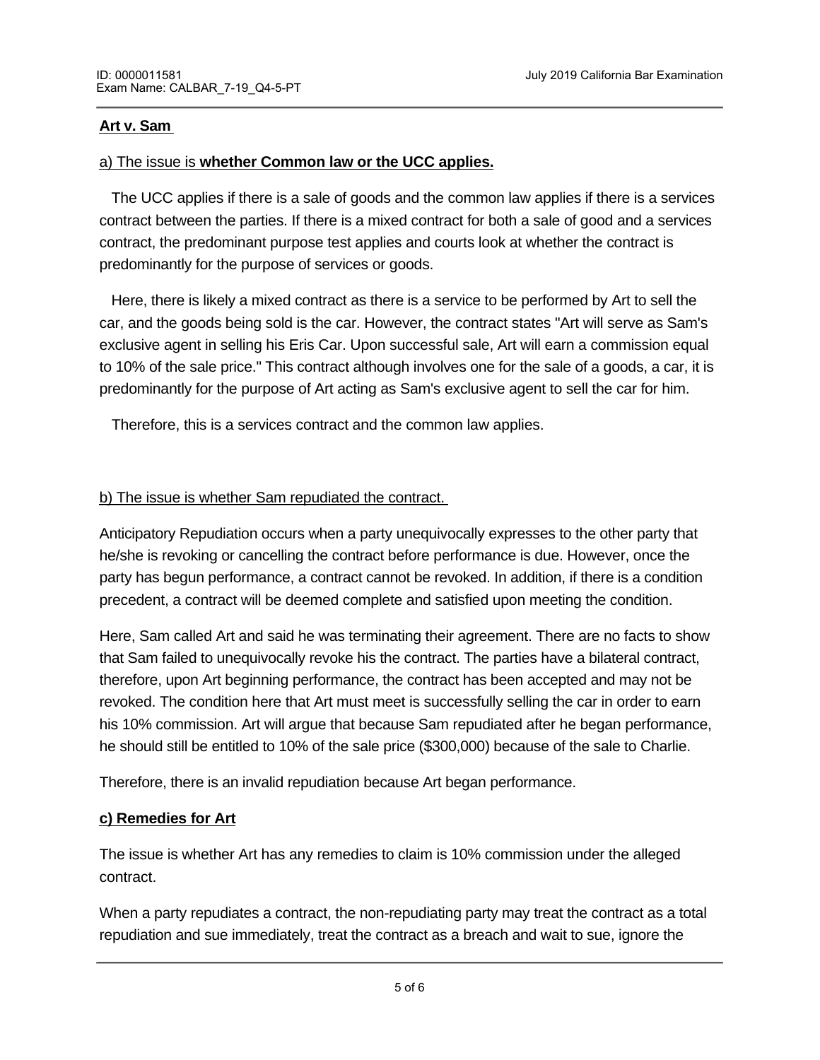**Art v. Sam**

a) The issue is **whether Common law or the UCC applies.**

The UCC applies if there is a sale of goods and the common law applies if there is a services contract between the parties. If there is a mixed contract for both a sale of good and a services contract, the predominant purpose test applies and courts look at whether the contract is predominantly for the purpose of services or goods.

Here, there is likely a mixed contract as there is a service to be performed by Art to sell the car, and the goods being sold is the car. However, the contract states "Art will serve as Sam's exclusive agent in selling his Eris Car. Upon successful sale, Art will earn a commission equal to 10% of the sale price." This contract although involves one for the sale of a goods, a car, it is predominantly for the purpose of Art acting as Sam's exclusive agent to sell the car for him.

Therefore, this is a services contract and the common law applies.

b) The issue is whether Sam repudiated the contract.

Anticipatory Repudiation occurs when a party unequivocally expresses to the other party that he/she is revoking or cancelling the contract before performance is due. However, once the party has begun performance, a contract cannot be revoked. In addition, if there is a condition precedent, a contract will be deemed complete and satisfied upon meeting the condition.

Here, Sam called Art and said he was terminating their agreement. There are no facts to show that Sam failed to unequivocally revoke his the contract. The parties have a bilateral contract, therefore, upon Art beginning performance, the contract has been accepted and may not be revoked. The condition here that Art must meet is successfully selling the car in order to earn his 10% commission. Art will argue that because Sam repudiated after he began performance, he should still be entitled to 10% of the sale price ($300,000) because of the sale to Charlie.

Therefore, there is an invalid repudiation because Art began performance.

**c) Remedies for Art**

The issue is whether Art has any remedies to claim is 10% commission under the alleged contract.

When a party repudiates a contract, the non-repudiating party may treat the contract as a total repudiation and sue immediately, treat the contract as a breach and wait to sue, ignore the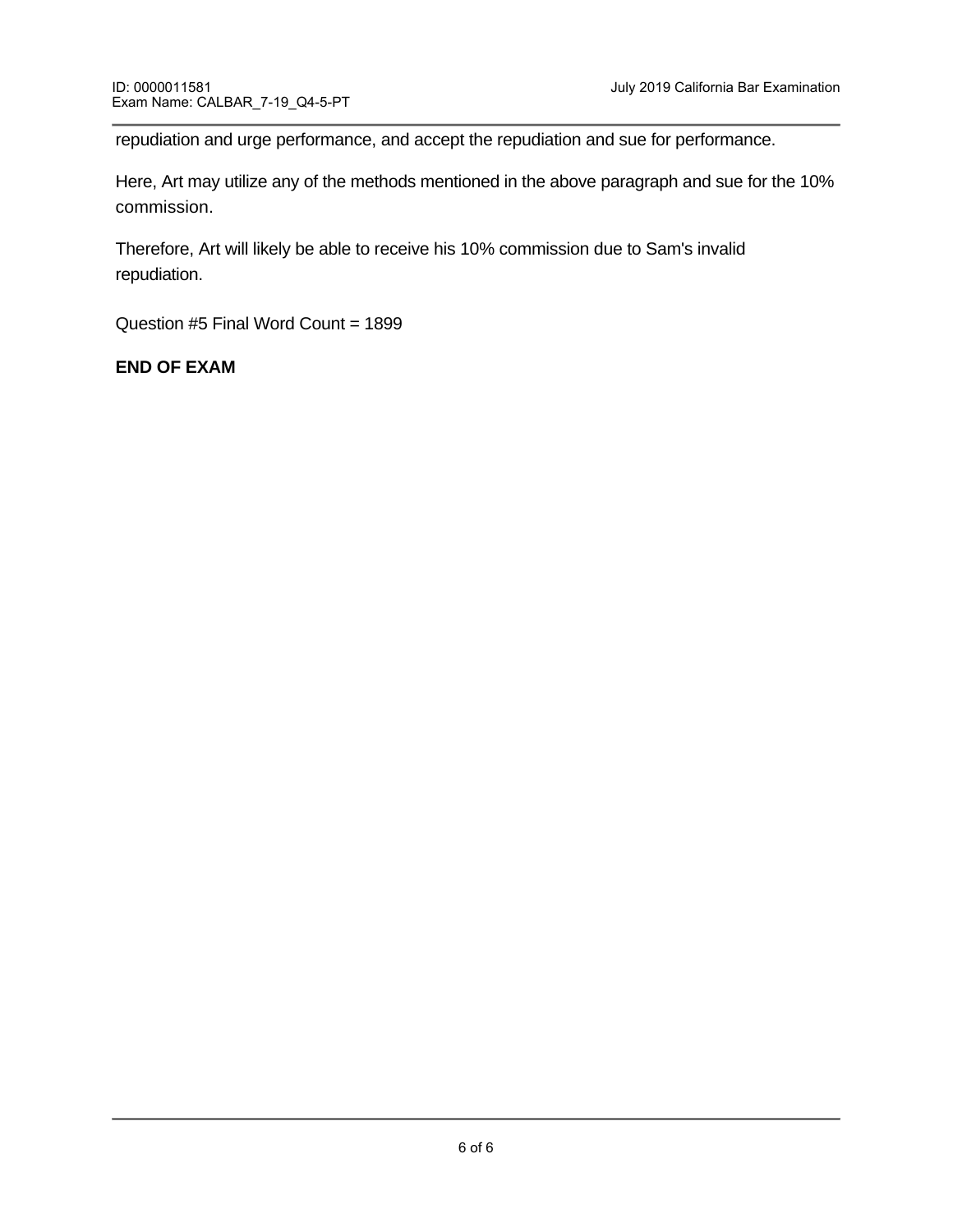repudiation and urge performance, and accept the repudiation and sue for performance.

Here, Art may utilize any of the methods mentioned in the above paragraph and sue for the 10% commission.

Therefore, Art will likely be able to receive his 10% commission due to Sam's invalid repudiation.

Question #5 Final Word Count = 1899

**END OF EXAM**